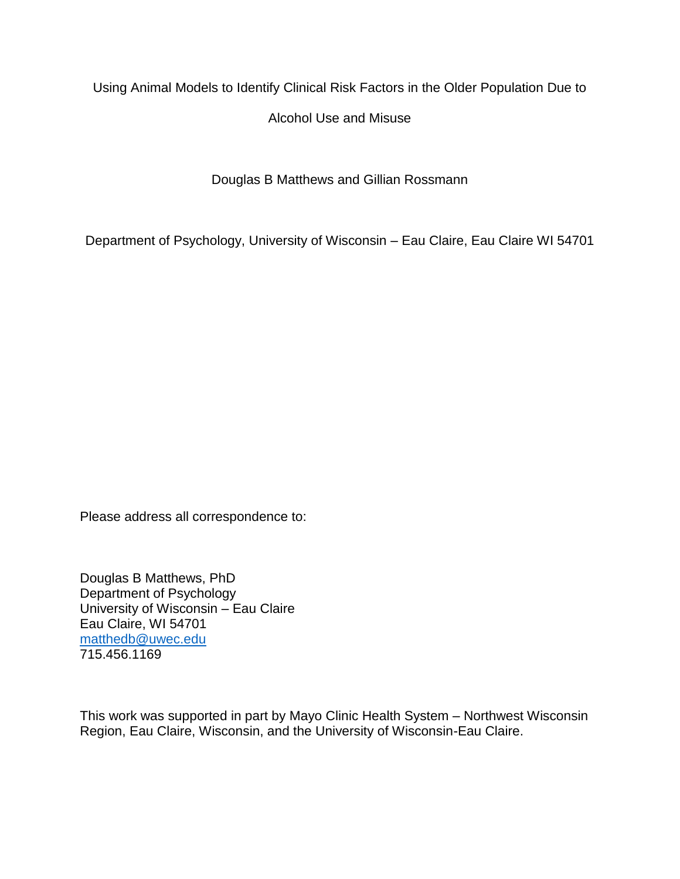# Using Animal Models to Identify Clinical Risk Factors in the Older Population Due to Alcohol Use and Misuse

Douglas B Matthews and Gillian Rossmann

Department of Psychology, University of Wisconsin – Eau Claire, Eau Claire WI 54701

Please address all correspondence to:

Douglas B Matthews, PhD
Department of Psychology
University of Wisconsin – Eau Claire
Eau Claire, WI 54701
matthedb@uwec.edu
715.456.1169

This work was supported in part by Mayo Clinic Health System – Northwest Wisconsin Region, Eau Claire, Wisconsin, and the University of Wisconsin-Eau Claire.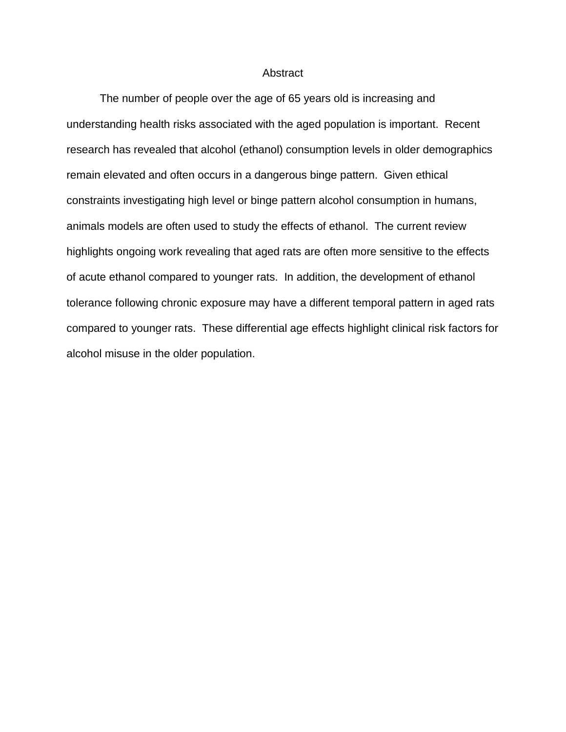# Abstract

The number of people over the age of 65 years old is increasing and understanding health risks associated with the aged population is important. Recent research has revealed that alcohol (ethanol) consumption levels in older demographics remain elevated and often occurs in a dangerous binge pattern. Given ethical constraints investigating high level or binge pattern alcohol consumption in humans, animals models are often used to study the effects of ethanol. The current review highlights ongoing work revealing that aged rats are often more sensitive to the effects of acute ethanol compared to younger rats. In addition, the development of ethanol tolerance following chronic exposure may have a different temporal pattern in aged rats compared to younger rats. These differential age effects highlight clinical risk factors for alcohol misuse in the older population.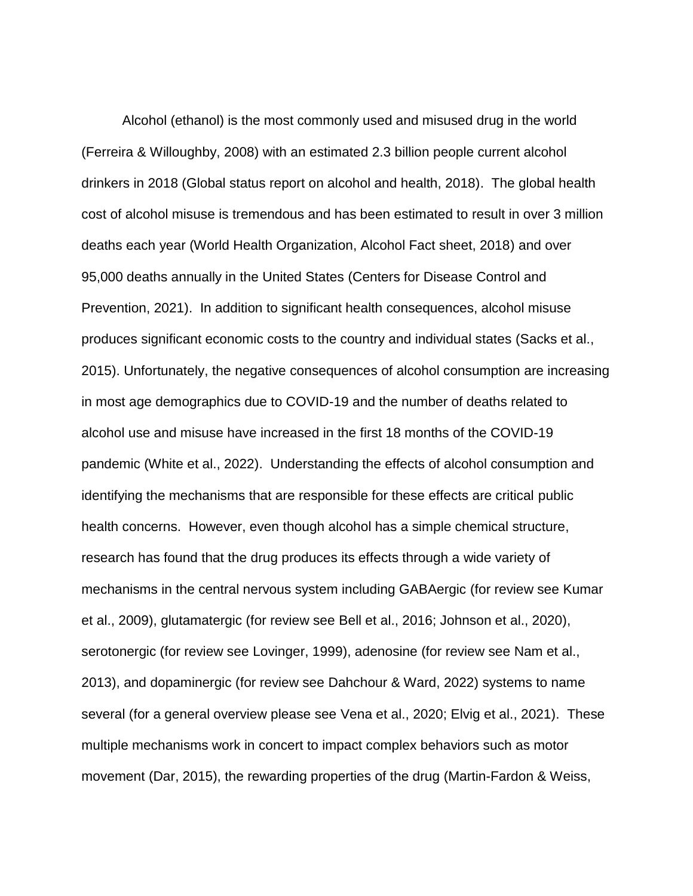Alcohol (ethanol) is the most commonly used and misused drug in the world (Ferreira & Willoughby, 2008) with an estimated 2.3 billion people current alcohol drinkers in 2018 (Global status report on alcohol and health, 2018). The global health cost of alcohol misuse is tremendous and has been estimated to result in over 3 million deaths each year (World Health Organization, Alcohol Fact sheet, 2018) and over 95,000 deaths annually in the United States (Centers for Disease Control and Prevention, 2021). In addition to significant health consequences, alcohol misuse produces significant economic costs to the country and individual states (Sacks et al., 2015). Unfortunately, the negative consequences of alcohol consumption are increasing in most age demographics due to COVID-19 and the number of deaths related to alcohol use and misuse have increased in the first 18 months of the COVID-19 pandemic (White et al., 2022). Understanding the effects of alcohol consumption and identifying the mechanisms that are responsible for these effects are critical public health concerns. However, even though alcohol has a simple chemical structure, research has found that the drug produces its effects through a wide variety of mechanisms in the central nervous system including GABAergic (for review see Kumar et al., 2009), glutamatergic (for review see Bell et al., 2016; Johnson et al., 2020), serotonergic (for review see Lovinger, 1999), adenosine (for review see Nam et al., 2013), and dopaminergic (for review see Dahchour & Ward, 2022) systems to name several (for a general overview please see Vena et al., 2020; Elvig et al., 2021). These multiple mechanisms work in concert to impact complex behaviors such as motor movement (Dar, 2015), the rewarding properties of the drug (Martin-Fardon & Weiss,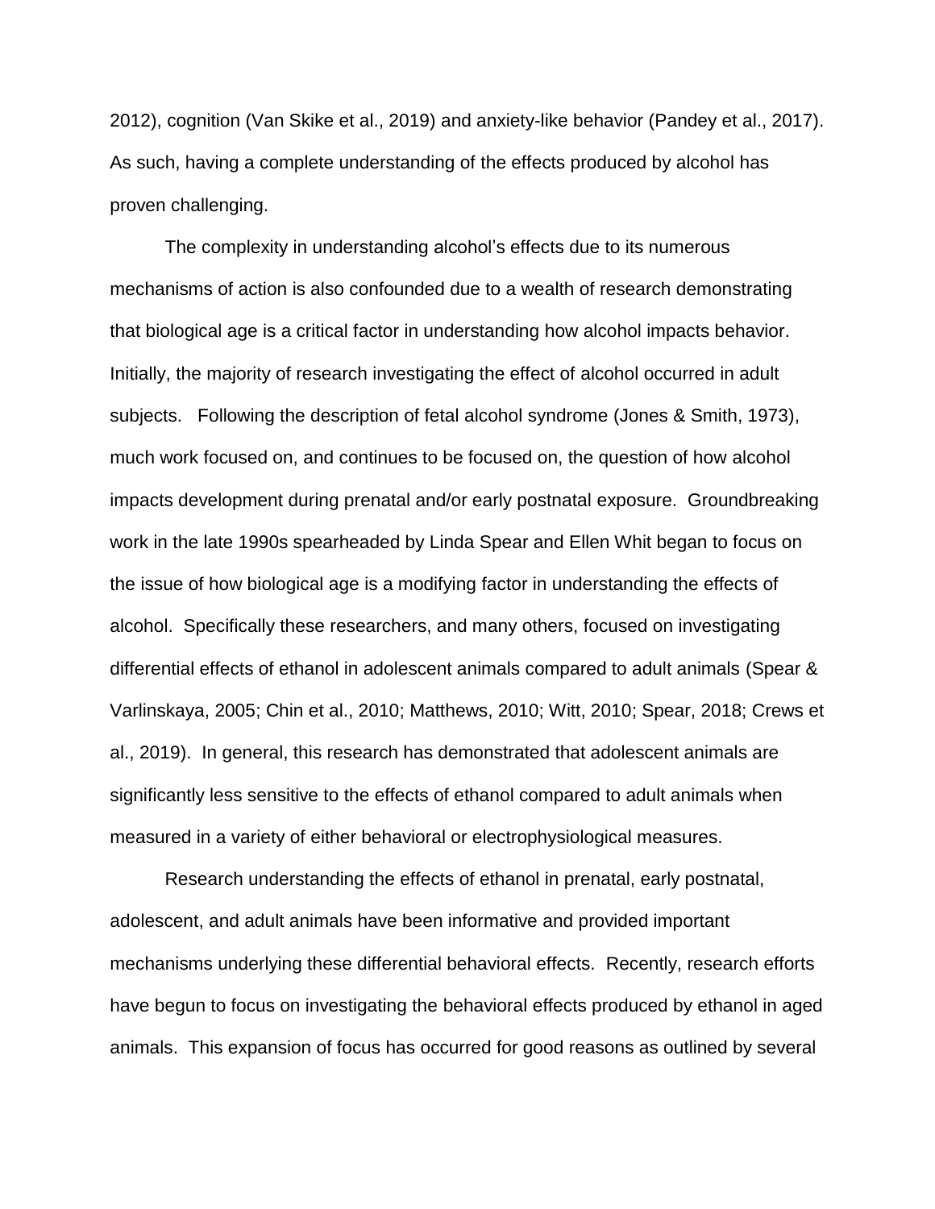2012), cognition (Van Skike et al., 2019) and anxiety-like behavior (Pandey et al., 2017). As such, having a complete understanding of the effects produced by alcohol has proven challenging.

The complexity in understanding alcohol's effects due to its numerous mechanisms of action is also confounded due to a wealth of research demonstrating that biological age is a critical factor in understanding how alcohol impacts behavior. Initially, the majority of research investigating the effect of alcohol occurred in adult subjects. Following the description of fetal alcohol syndrome (Jones & Smith, 1973), much work focused on, and continues to be focused on, the question of how alcohol impacts development during prenatal and/or early postnatal exposure. Groundbreaking work in the late 1990s spearheaded by Linda Spear and Ellen Whit began to focus on the issue of how biological age is a modifying factor in understanding the effects of alcohol. Specifically these researchers, and many others, focused on investigating differential effects of ethanol in adolescent animals compared to adult animals (Spear & Varlinskaya, 2005; Chin et al., 2010; Matthews, 2010; Witt, 2010; Spear, 2018; Crews et al., 2019). In general, this research has demonstrated that adolescent animals are significantly less sensitive to the effects of ethanol compared to adult animals when measured in a variety of either behavioral or electrophysiological measures.

Research understanding the effects of ethanol in prenatal, early postnatal, adolescent, and adult animals have been informative and provided important mechanisms underlying these differential behavioral effects. Recently, research efforts have begun to focus on investigating the behavioral effects produced by ethanol in aged animals. This expansion of focus has occurred for good reasons as outlined by several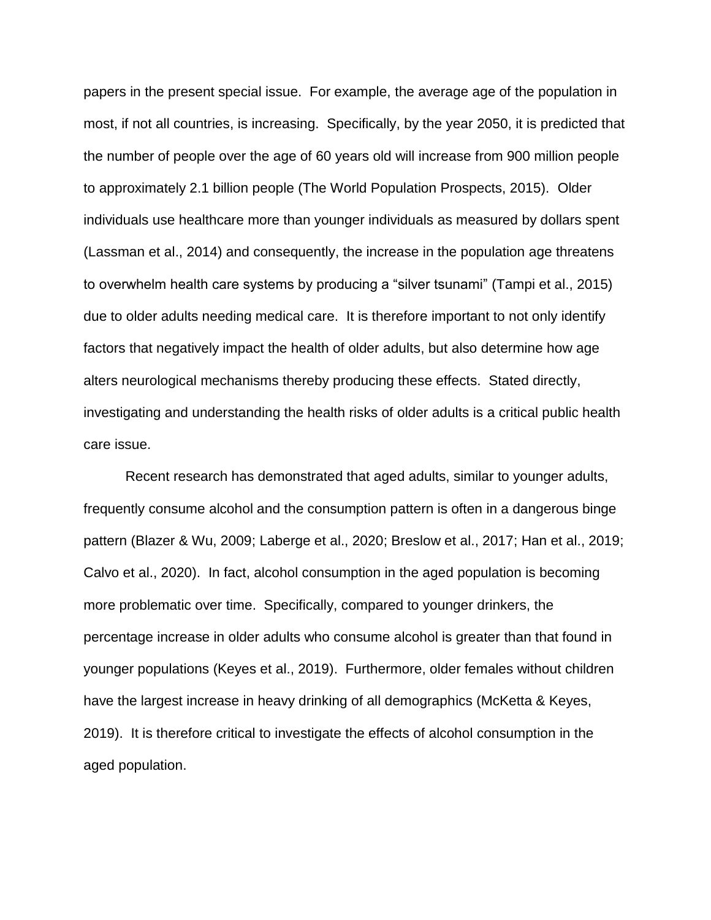papers in the present special issue. For example, the average age of the population in most, if not all countries, is increasing. Specifically, by the year 2050, it is predicted that the number of people over the age of 60 years old will increase from 900 million people to approximately 2.1 billion people (The World Population Prospects, 2015). Older individuals use healthcare more than younger individuals as measured by dollars spent (Lassman et al., 2014) and consequently, the increase in the population age threatens to overwhelm health care systems by producing a "silver tsunami" (Tampi et al., 2015) due to older adults needing medical care. It is therefore important to not only identify factors that negatively impact the health of older adults, but also determine how age alters neurological mechanisms thereby producing these effects. Stated directly, investigating and understanding the health risks of older adults is a critical public health care issue.

Recent research has demonstrated that aged adults, similar to younger adults, frequently consume alcohol and the consumption pattern is often in a dangerous binge pattern (Blazer & Wu, 2009; Laberge et al., 2020; Breslow et al., 2017; Han et al., 2019; Calvo et al., 2020). In fact, alcohol consumption in the aged population is becoming more problematic over time. Specifically, compared to younger drinkers, the percentage increase in older adults who consume alcohol is greater than that found in younger populations (Keyes et al., 2019). Furthermore, older females without children have the largest increase in heavy drinking of all demographics (McKetta & Keyes, 2019). It is therefore critical to investigate the effects of alcohol consumption in the aged population.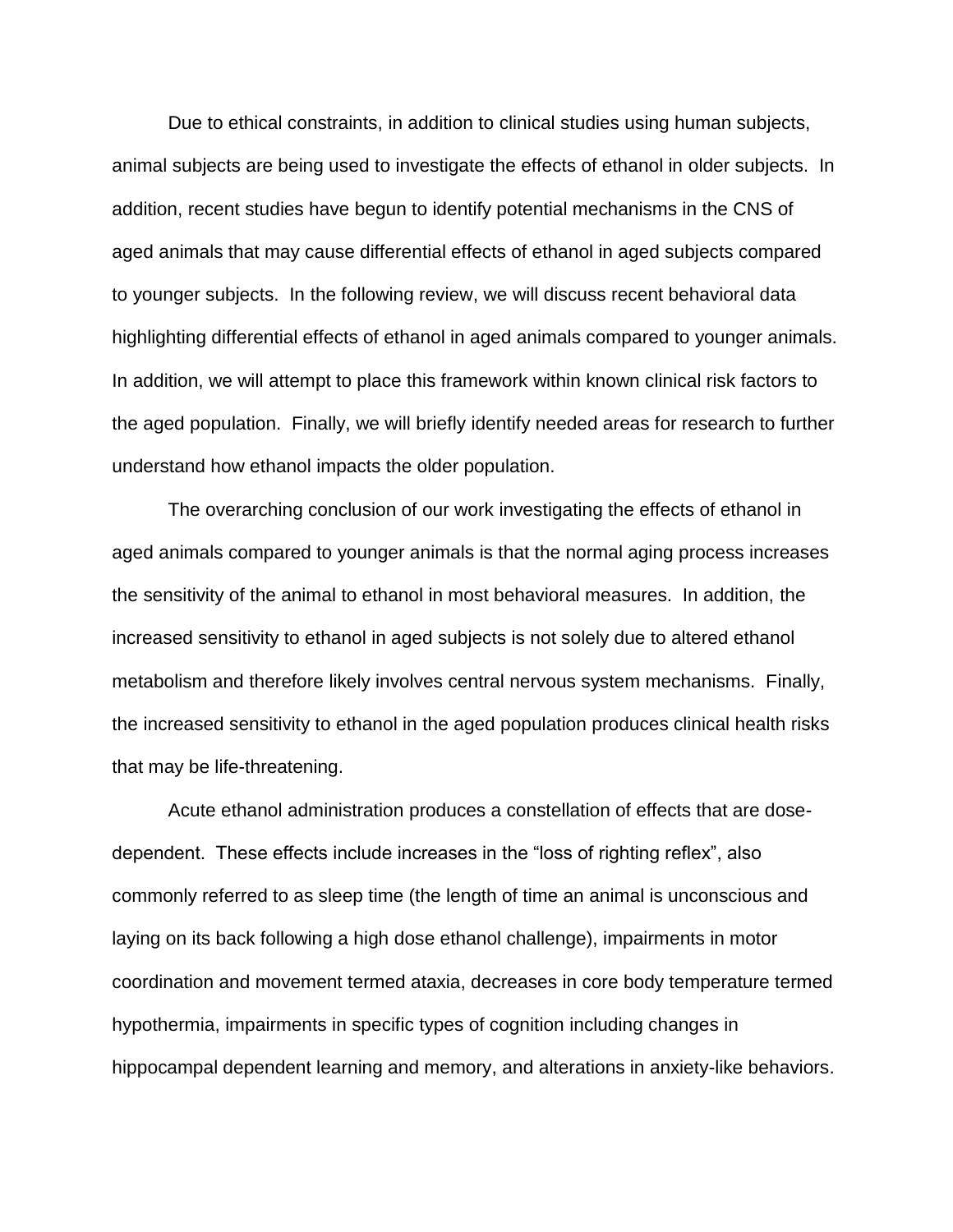Due to ethical constraints, in addition to clinical studies using human subjects, animal subjects are being used to investigate the effects of ethanol in older subjects. In addition, recent studies have begun to identify potential mechanisms in the CNS of aged animals that may cause differential effects of ethanol in aged subjects compared to younger subjects. In the following review, we will discuss recent behavioral data highlighting differential effects of ethanol in aged animals compared to younger animals. In addition, we will attempt to place this framework within known clinical risk factors to the aged population. Finally, we will briefly identify needed areas for research to further understand how ethanol impacts the older population.

The overarching conclusion of our work investigating the effects of ethanol in aged animals compared to younger animals is that the normal aging process increases the sensitivity of the animal to ethanol in most behavioral measures. In addition, the increased sensitivity to ethanol in aged subjects is not solely due to altered ethanol metabolism and therefore likely involves central nervous system mechanisms. Finally, the increased sensitivity to ethanol in the aged population produces clinical health risks that may be life-threatening.

Acute ethanol administration produces a constellation of effects that are dose-dependent. These effects include increases in the "loss of righting reflex", also commonly referred to as sleep time (the length of time an animal is unconscious and laying on its back following a high dose ethanol challenge), impairments in motor coordination and movement termed ataxia, decreases in core body temperature termed hypothermia, impairments in specific types of cognition including changes in hippocampal dependent learning and memory, and alterations in anxiety-like behaviors.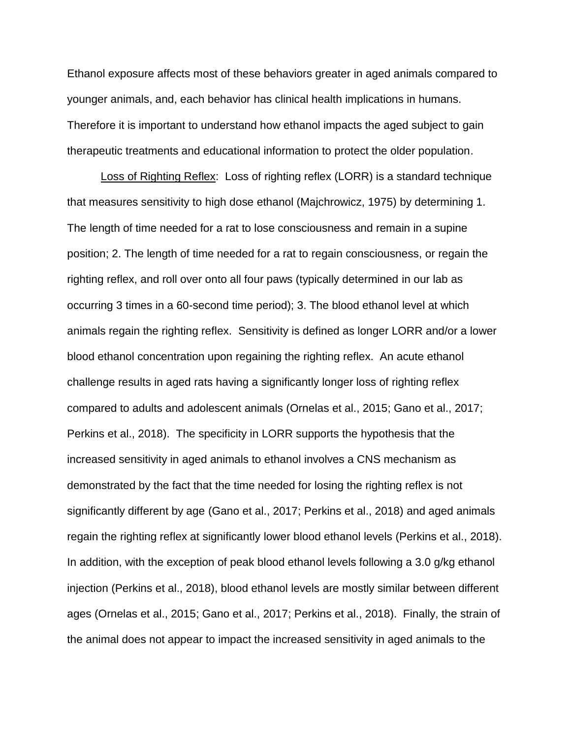Ethanol exposure affects most of these behaviors greater in aged animals compared to younger animals, and, each behavior has clinical health implications in humans. Therefore it is important to understand how ethanol impacts the aged subject to gain therapeutic treatments and educational information to protect the older population.

<u>Loss of Righting Reflex</u>: Loss of righting reflex (LORR) is a standard technique that measures sensitivity to high dose ethanol (Majchrowicz, 1975) by determining 1. The length of time needed for a rat to lose consciousness and remain in a supine position; 2. The length of time needed for a rat to regain consciousness, or regain the righting reflex, and roll over onto all four paws (typically determined in our lab as occurring 3 times in a 60-second time period); 3. The blood ethanol level at which animals regain the righting reflex. Sensitivity is defined as longer LORR and/or a lower blood ethanol concentration upon regaining the righting reflex. An acute ethanol challenge results in aged rats having a significantly longer loss of righting reflex compared to adults and adolescent animals (Ornelas et al., 2015; Gano et al., 2017; Perkins et al., 2018). The specificity in LORR supports the hypothesis that the increased sensitivity in aged animals to ethanol involves a CNS mechanism as demonstrated by the fact that the time needed for losing the righting reflex is not significantly different by age (Gano et al., 2017; Perkins et al., 2018) and aged animals regain the righting reflex at significantly lower blood ethanol levels (Perkins et al., 2018). In addition, with the exception of peak blood ethanol levels following a 3.0 g/kg ethanol injection (Perkins et al., 2018), blood ethanol levels are mostly similar between different ages (Ornelas et al., 2015; Gano et al., 2017; Perkins et al., 2018). Finally, the strain of the animal does not appear to impact the increased sensitivity in aged animals to the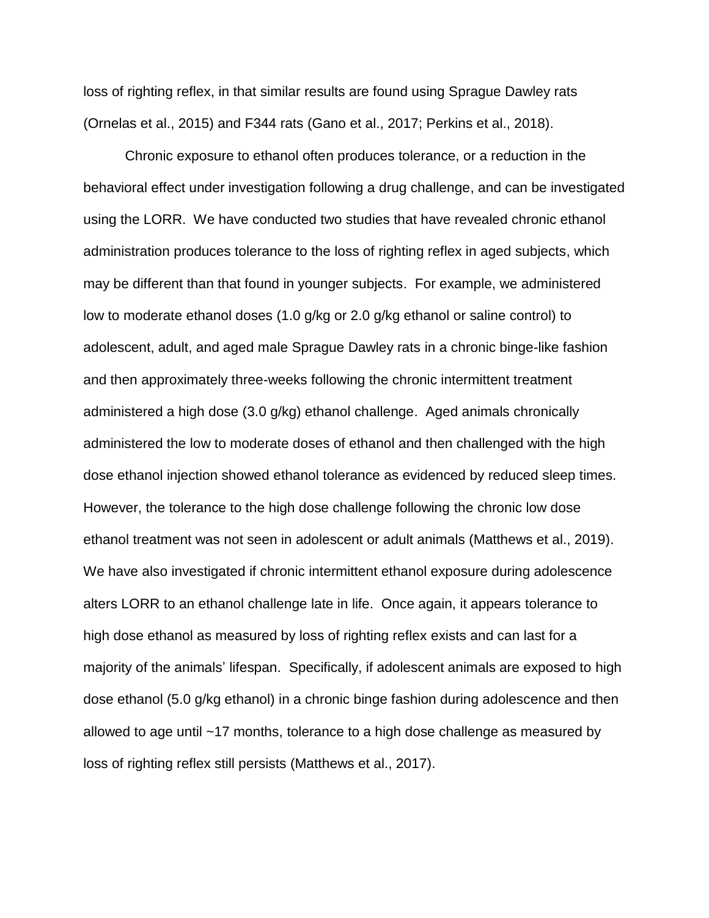loss of righting reflex, in that similar results are found using Sprague Dawley rats (Ornelas et al., 2015) and F344 rats (Gano et al., 2017; Perkins et al., 2018).

Chronic exposure to ethanol often produces tolerance, or a reduction in the behavioral effect under investigation following a drug challenge, and can be investigated using the LORR. We have conducted two studies that have revealed chronic ethanol administration produces tolerance to the loss of righting reflex in aged subjects, which may be different than that found in younger subjects. For example, we administered low to moderate ethanol doses (1.0 g/kg or 2.0 g/kg ethanol or saline control) to adolescent, adult, and aged male Sprague Dawley rats in a chronic binge-like fashion and then approximately three-weeks following the chronic intermittent treatment administered a high dose (3.0 g/kg) ethanol challenge. Aged animals chronically administered the low to moderate doses of ethanol and then challenged with the high dose ethanol injection showed ethanol tolerance as evidenced by reduced sleep times. However, the tolerance to the high dose challenge following the chronic low dose ethanol treatment was not seen in adolescent or adult animals (Matthews et al., 2019). We have also investigated if chronic intermittent ethanol exposure during adolescence alters LORR to an ethanol challenge late in life. Once again, it appears tolerance to high dose ethanol as measured by loss of righting reflex exists and can last for a majority of the animals' lifespan. Specifically, if adolescent animals are exposed to high dose ethanol (5.0 g/kg ethanol) in a chronic binge fashion during adolescence and then allowed to age until ~17 months, tolerance to a high dose challenge as measured by loss of righting reflex still persists (Matthews et al., 2017).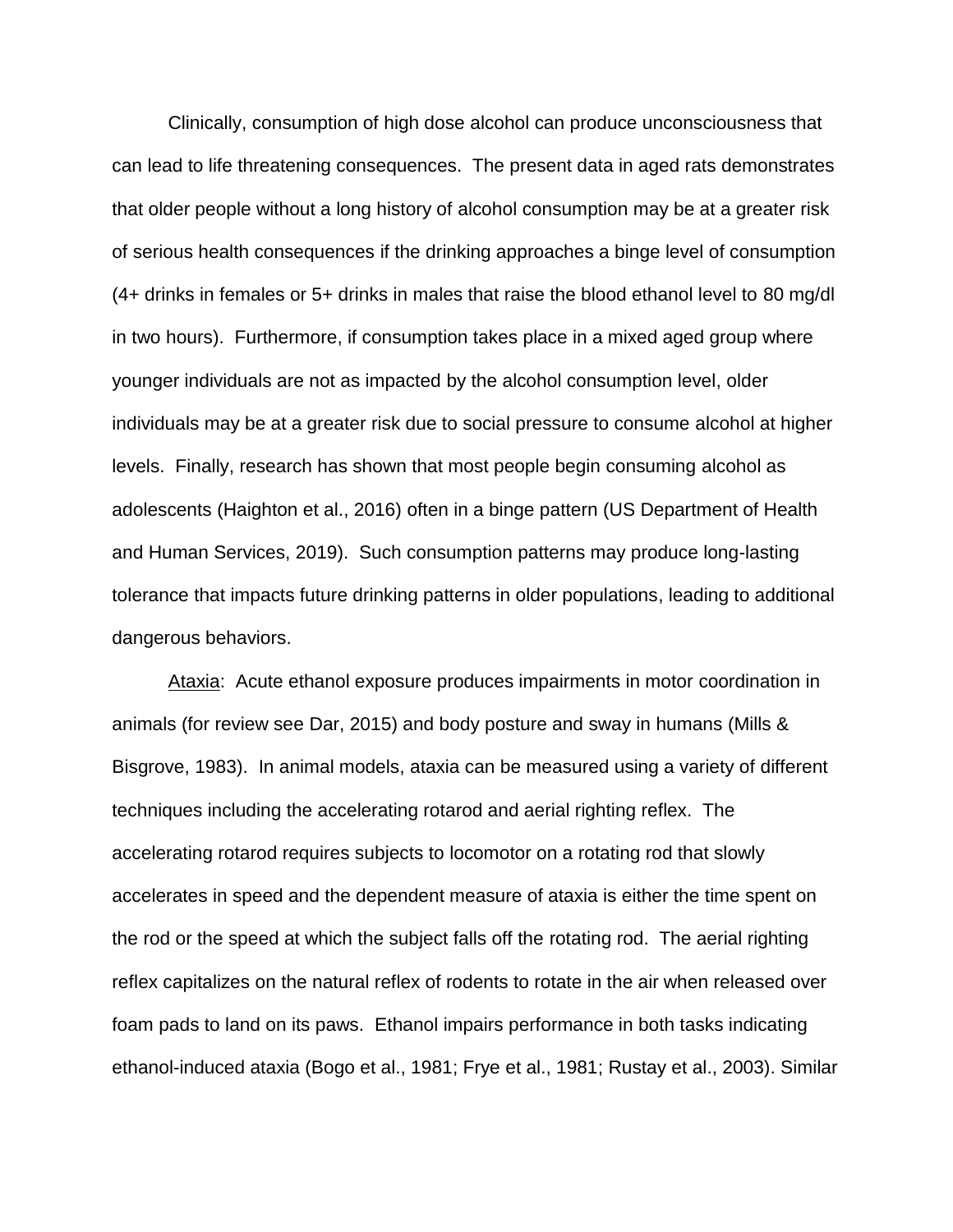Clinically, consumption of high dose alcohol can produce unconsciousness that can lead to life threatening consequences. The present data in aged rats demonstrates that older people without a long history of alcohol consumption may be at a greater risk of serious health consequences if the drinking approaches a binge level of consumption (4+ drinks in females or 5+ drinks in males that raise the blood ethanol level to 80 mg/dl in two hours). Furthermore, if consumption takes place in a mixed aged group where younger individuals are not as impacted by the alcohol consumption level, older individuals may be at a greater risk due to social pressure to consume alcohol at higher levels. Finally, research has shown that most people begin consuming alcohol as adolescents (Haighton et al., 2016) often in a binge pattern (US Department of Health and Human Services, 2019). Such consumption patterns may produce long-lasting tolerance that impacts future drinking patterns in older populations, leading to additional dangerous behaviors.

<u>Ataxia</u>: Acute ethanol exposure produces impairments in motor coordination in animals (for review see Dar, 2015) and body posture and sway in humans (Mills & Bisgrove, 1983). In animal models, ataxia can be measured using a variety of different techniques including the accelerating rotarod and aerial righting reflex. The accelerating rotarod requires subjects to locomotor on a rotating rod that slowly accelerates in speed and the dependent measure of ataxia is either the time spent on the rod or the speed at which the subject falls off the rotating rod. The aerial righting reflex capitalizes on the natural reflex of rodents to rotate in the air when released over foam pads to land on its paws. Ethanol impairs performance in both tasks indicating ethanol-induced ataxia (Bogo et al., 1981; Frye et al., 1981; Rustay et al., 2003). Similar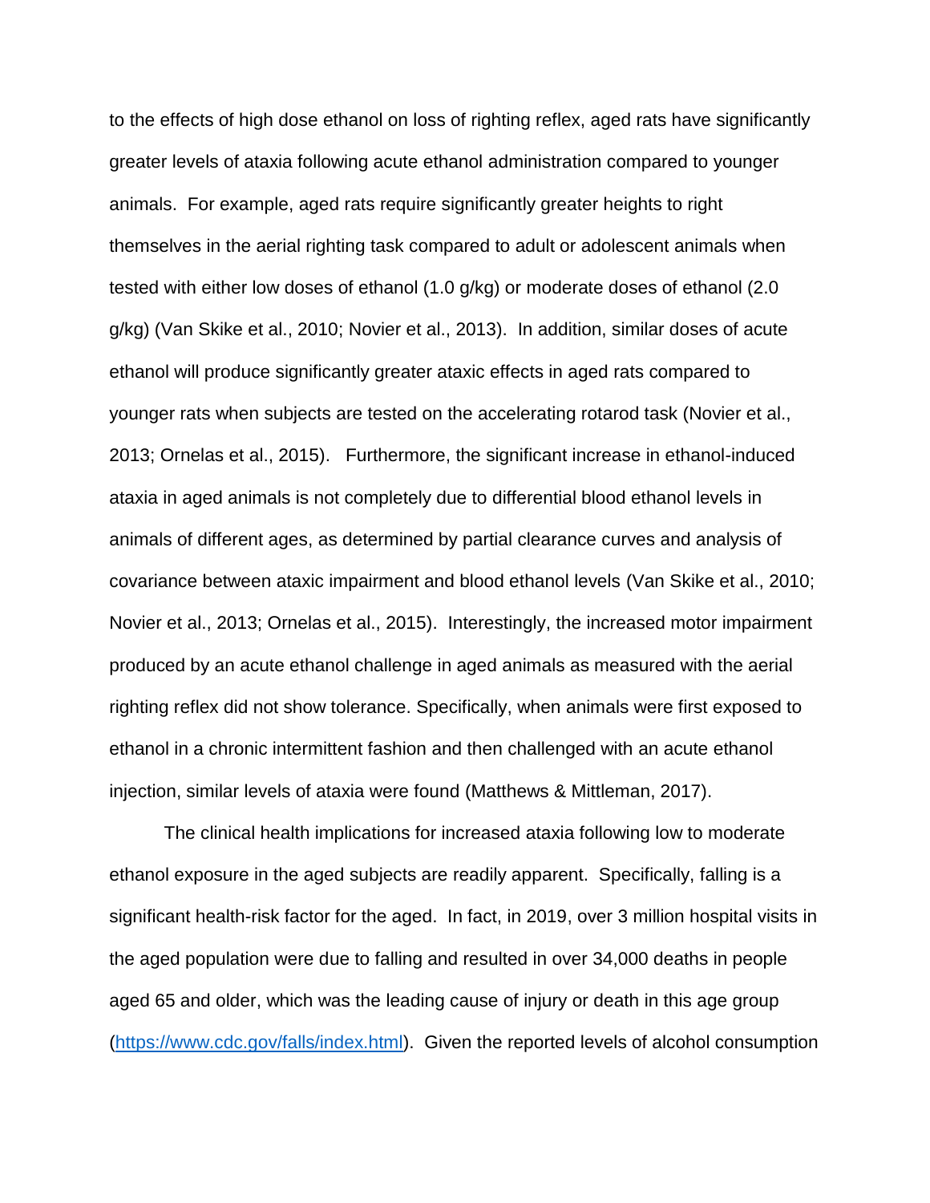to the effects of high dose ethanol on loss of righting reflex, aged rats have significantly greater levels of ataxia following acute ethanol administration compared to younger animals. For example, aged rats require significantly greater heights to right themselves in the aerial righting task compared to adult or adolescent animals when tested with either low doses of ethanol (1.0 g/kg) or moderate doses of ethanol (2.0 g/kg) (Van Skike et al., 2010; Novier et al., 2013). In addition, similar doses of acute ethanol will produce significantly greater ataxic effects in aged rats compared to younger rats when subjects are tested on the accelerating rotarod task (Novier et al., 2013; Ornelas et al., 2015). Furthermore, the significant increase in ethanol-induced ataxia in aged animals is not completely due to differential blood ethanol levels in animals of different ages, as determined by partial clearance curves and analysis of covariance between ataxic impairment and blood ethanol levels (Van Skike et al., 2010; Novier et al., 2013; Ornelas et al., 2015). Interestingly, the increased motor impairment produced by an acute ethanol challenge in aged animals as measured with the aerial righting reflex did not show tolerance. Specifically, when animals were first exposed to ethanol in a chronic intermittent fashion and then challenged with an acute ethanol injection, similar levels of ataxia were found (Matthews & Mittleman, 2017).

The clinical health implications for increased ataxia following low to moderate ethanol exposure in the aged subjects are readily apparent. Specifically, falling is a significant health-risk factor for the aged. In fact, in 2019, over 3 million hospital visits in the aged population were due to falling and resulted in over 34,000 deaths in people aged 65 and older, which was the leading cause of injury or death in this age group (https://www.cdc.gov/falls/index.html). Given the reported levels of alcohol consumption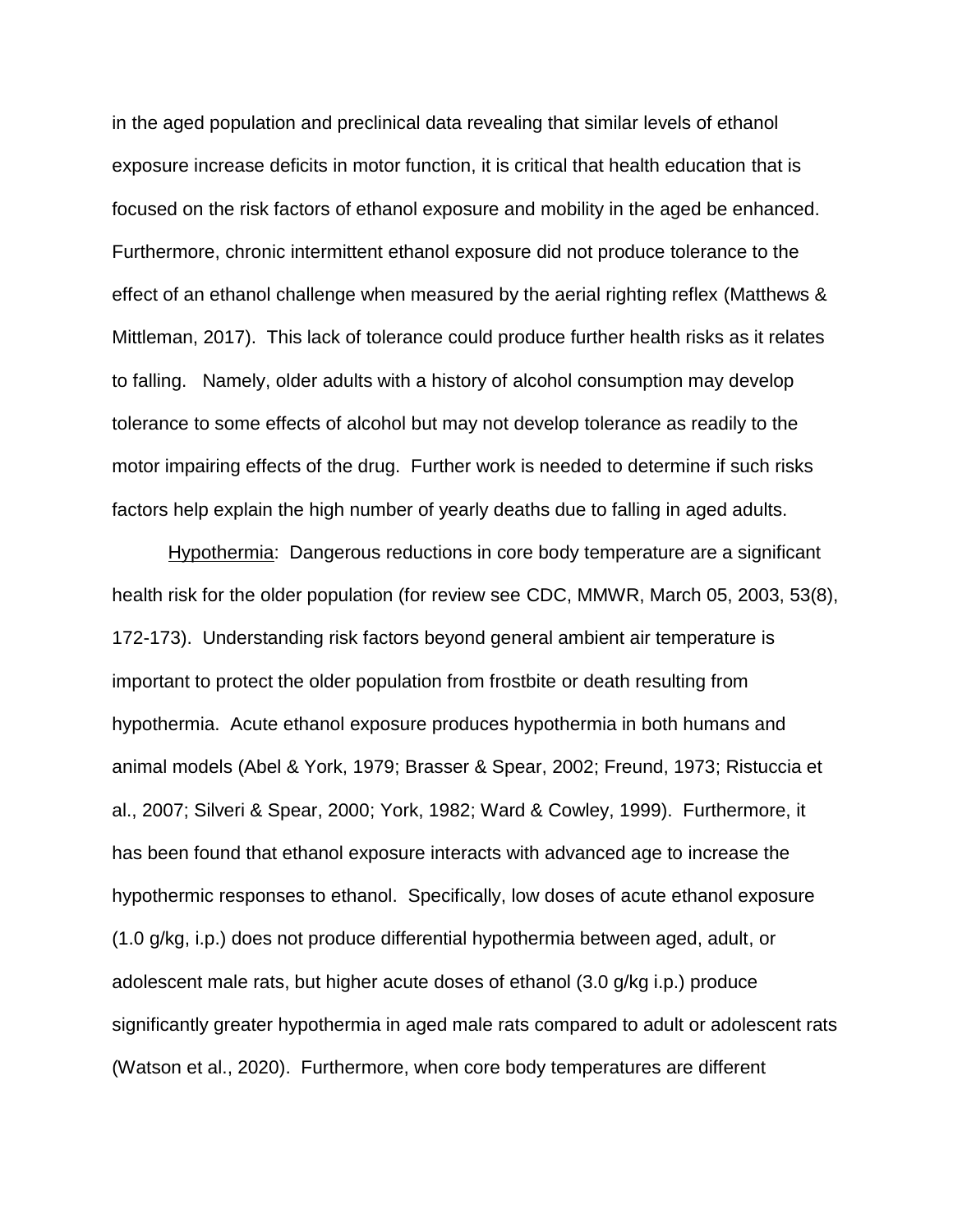in the aged population and preclinical data revealing that similar levels of ethanol exposure increase deficits in motor function, it is critical that health education that is focused on the risk factors of ethanol exposure and mobility in the aged be enhanced. Furthermore, chronic intermittent ethanol exposure did not produce tolerance to the effect of an ethanol challenge when measured by the aerial righting reflex (Matthews & Mittleman, 2017). This lack of tolerance could produce further health risks as it relates to falling. Namely, older adults with a history of alcohol consumption may develop tolerance to some effects of alcohol but may not develop tolerance as readily to the motor impairing effects of the drug. Further work is needed to determine if such risks factors help explain the high number of yearly deaths due to falling in aged adults.

Hypothermia: Dangerous reductions in core body temperature are a significant health risk for the older population (for review see CDC, MMWR, March 05, 2003, 53(8), 172-173). Understanding risk factors beyond general ambient air temperature is important to protect the older population from frostbite or death resulting from hypothermia. Acute ethanol exposure produces hypothermia in both humans and animal models (Abel & York, 1979; Brasser & Spear, 2002; Freund, 1973; Ristuccia et al., 2007; Silveri & Spear, 2000; York, 1982; Ward & Cowley, 1999). Furthermore, it has been found that ethanol exposure interacts with advanced age to increase the hypothermic responses to ethanol. Specifically, low doses of acute ethanol exposure (1.0 g/kg, i.p.) does not produce differential hypothermia between aged, adult, or adolescent male rats, but higher acute doses of ethanol (3.0 g/kg i.p.) produce significantly greater hypothermia in aged male rats compared to adult or adolescent rats (Watson et al., 2020). Furthermore, when core body temperatures are different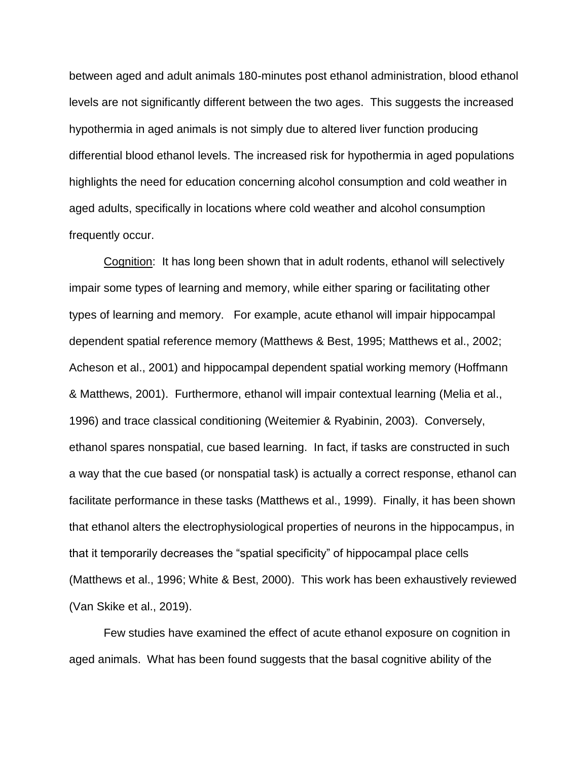between aged and adult animals 180-minutes post ethanol administration, blood ethanol levels are not significantly different between the two ages. This suggests the increased hypothermia in aged animals is not simply due to altered liver function producing differential blood ethanol levels. The increased risk for hypothermia in aged populations highlights the need for education concerning alcohol consumption and cold weather in aged adults, specifically in locations where cold weather and alcohol consumption frequently occur.

<u>Cognition</u>: It has long been shown that in adult rodents, ethanol will selectively impair some types of learning and memory, while either sparing or facilitating other types of learning and memory. For example, acute ethanol will impair hippocampal dependent spatial reference memory (Matthews & Best, 1995; Matthews et al., 2002; Acheson et al., 2001) and hippocampal dependent spatial working memory (Hoffmann & Matthews, 2001). Furthermore, ethanol will impair contextual learning (Melia et al., 1996) and trace classical conditioning (Weitemier & Ryabinin, 2003). Conversely, ethanol spares nonspatial, cue based learning. In fact, if tasks are constructed in such a way that the cue based (or nonspatial task) is actually a correct response, ethanol can facilitate performance in these tasks (Matthews et al., 1999). Finally, it has been shown that ethanol alters the electrophysiological properties of neurons in the hippocampus, in that it temporarily decreases the "spatial specificity" of hippocampal place cells (Matthews et al., 1996; White & Best, 2000). This work has been exhaustively reviewed (Van Skike et al., 2019).

Few studies have examined the effect of acute ethanol exposure on cognition in aged animals. What has been found suggests that the basal cognitive ability of the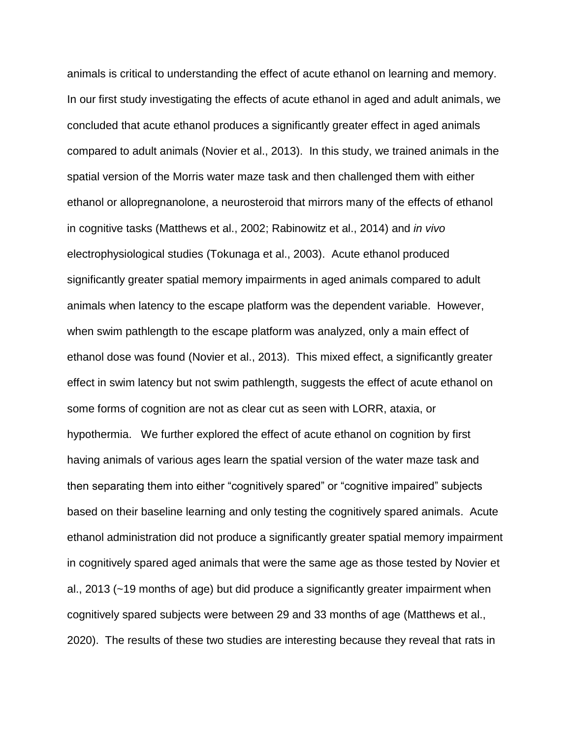animals is critical to understanding the effect of acute ethanol on learning and memory. In our first study investigating the effects of acute ethanol in aged and adult animals, we concluded that acute ethanol produces a significantly greater effect in aged animals compared to adult animals (Novier et al., 2013). In this study, we trained animals in the spatial version of the Morris water maze task and then challenged them with either ethanol or allopregnanolone, a neurosteroid that mirrors many of the effects of ethanol in cognitive tasks (Matthews et al., 2002; Rabinowitz et al., 2014) and *in vivo* electrophysiological studies (Tokunaga et al., 2003). Acute ethanol produced significantly greater spatial memory impairments in aged animals compared to adult animals when latency to the escape platform was the dependent variable. However, when swim pathlength to the escape platform was analyzed, only a main effect of ethanol dose was found (Novier et al., 2013). This mixed effect, a significantly greater effect in swim latency but not swim pathlength, suggests the effect of acute ethanol on some forms of cognition are not as clear cut as seen with LORR, ataxia, or hypothermia. We further explored the effect of acute ethanol on cognition by first having animals of various ages learn the spatial version of the water maze task and then separating them into either "cognitively spared" or "cognitive impaired" subjects based on their baseline learning and only testing the cognitively spared animals. Acute ethanol administration did not produce a significantly greater spatial memory impairment in cognitively spared aged animals that were the same age as those tested by Novier et al., 2013 (~19 months of age) but did produce a significantly greater impairment when cognitively spared subjects were between 29 and 33 months of age (Matthews et al., 2020). The results of these two studies are interesting because they reveal that rats in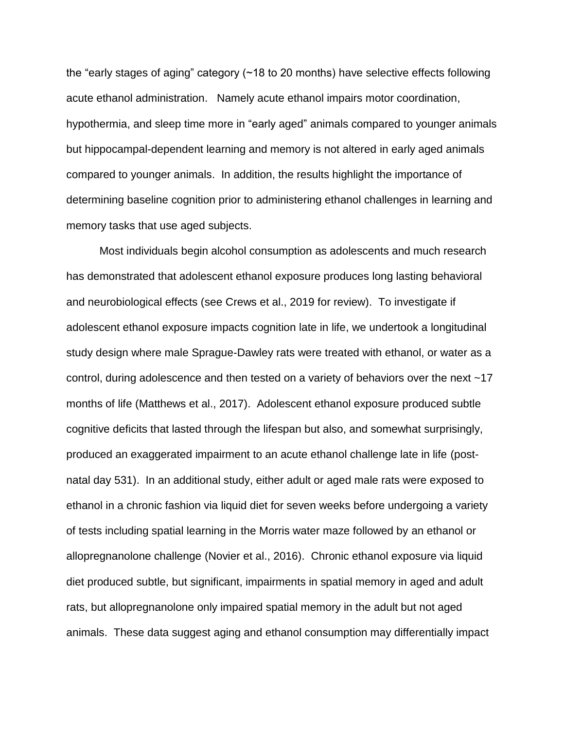the "early stages of aging" category (~18 to 20 months) have selective effects following acute ethanol administration. Namely acute ethanol impairs motor coordination, hypothermia, and sleep time more in "early aged" animals compared to younger animals but hippocampal-dependent learning and memory is not altered in early aged animals compared to younger animals. In addition, the results highlight the importance of determining baseline cognition prior to administering ethanol challenges in learning and memory tasks that use aged subjects.

Most individuals begin alcohol consumption as adolescents and much research has demonstrated that adolescent ethanol exposure produces long lasting behavioral and neurobiological effects (see Crews et al., 2019 for review). To investigate if adolescent ethanol exposure impacts cognition late in life, we undertook a longitudinal study design where male Sprague-Dawley rats were treated with ethanol, or water as a control, during adolescence and then tested on a variety of behaviors over the next ~17 months of life (Matthews et al., 2017). Adolescent ethanol exposure produced subtle cognitive deficits that lasted through the lifespan but also, and somewhat surprisingly, produced an exaggerated impairment to an acute ethanol challenge late in life (post-natal day 531). In an additional study, either adult or aged male rats were exposed to ethanol in a chronic fashion via liquid diet for seven weeks before undergoing a variety of tests including spatial learning in the Morris water maze followed by an ethanol or allopregnanolone challenge (Novier et al., 2016). Chronic ethanol exposure via liquid diet produced subtle, but significant, impairments in spatial memory in aged and adult rats, but allopregnanolone only impaired spatial memory in the adult but not aged animals. These data suggest aging and ethanol consumption may differentially impact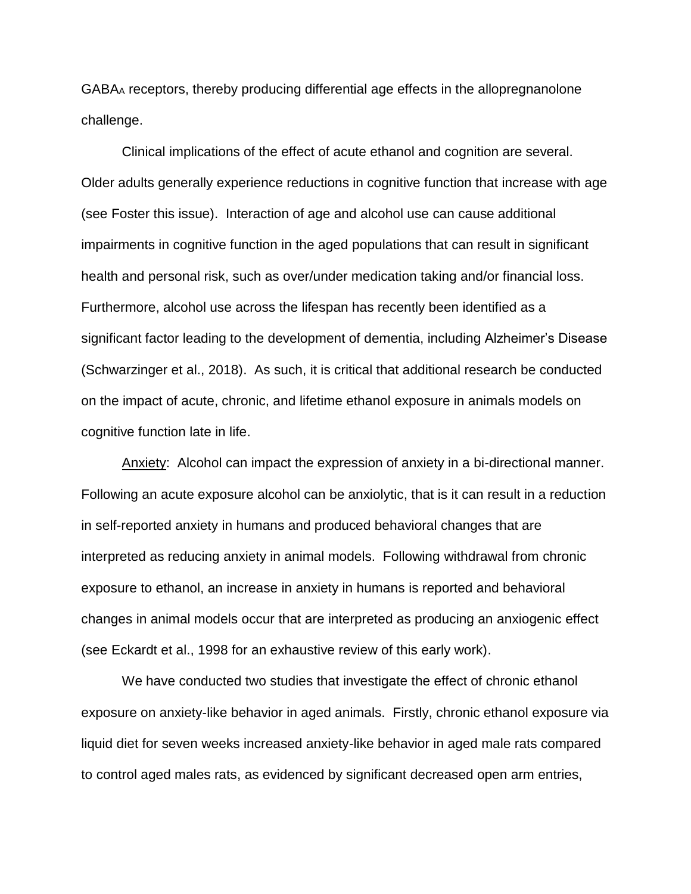$GABA_A$ receptors, thereby producing differential age effects in the allopregnanolone challenge.

Clinical implications of the effect of acute ethanol and cognition are several. Older adults generally experience reductions in cognitive function that increase with age (see Foster this issue). Interaction of age and alcohol use can cause additional impairments in cognitive function in the aged populations that can result in significant health and personal risk, such as over/under medication taking and/or financial loss. Furthermore, alcohol use across the lifespan has recently been identified as a significant factor leading to the development of dementia, including Alzheimer's Disease (Schwarzinger et al., 2018). As such, it is critical that additional research be conducted on the impact of acute, chronic, and lifetime ethanol exposure in animals models on cognitive function late in life.

Anxiety: Alcohol can impact the expression of anxiety in a bi-directional manner. Following an acute exposure alcohol can be anxiolytic, that is it can result in a reduction in self-reported anxiety in humans and produced behavioral changes that are interpreted as reducing anxiety in animal models. Following withdrawal from chronic exposure to ethanol, an increase in anxiety in humans is reported and behavioral changes in animal models occur that are interpreted as producing an anxiogenic effect (see Eckardt et al., 1998 for an exhaustive review of this early work).

We have conducted two studies that investigate the effect of chronic ethanol exposure on anxiety-like behavior in aged animals. Firstly, chronic ethanol exposure via liquid diet for seven weeks increased anxiety-like behavior in aged male rats compared to control aged males rats, as evidenced by significant decreased open arm entries,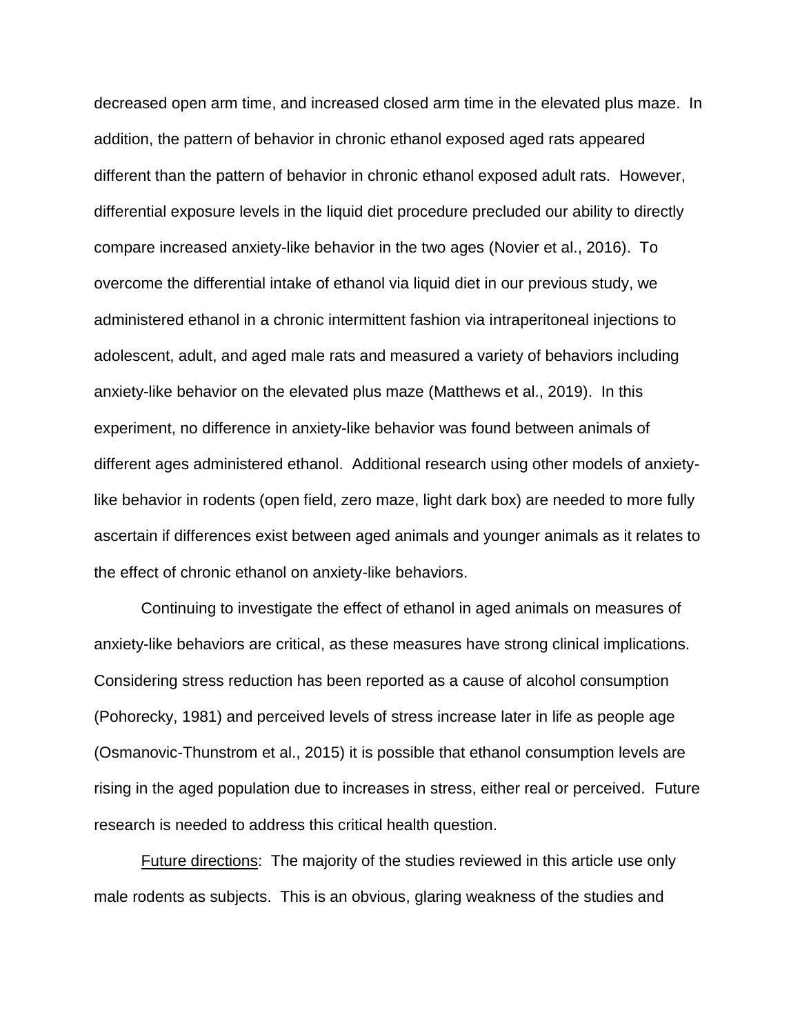decreased open arm time, and increased closed arm time in the elevated plus maze. In addition, the pattern of behavior in chronic ethanol exposed aged rats appeared different than the pattern of behavior in chronic ethanol exposed adult rats. However, differential exposure levels in the liquid diet procedure precluded our ability to directly compare increased anxiety-like behavior in the two ages (Novier et al., 2016). To overcome the differential intake of ethanol via liquid diet in our previous study, we administered ethanol in a chronic intermittent fashion via intraperitoneal injections to adolescent, adult, and aged male rats and measured a variety of behaviors including anxiety-like behavior on the elevated plus maze (Matthews et al., 2019). In this experiment, no difference in anxiety-like behavior was found between animals of different ages administered ethanol. Additional research using other models of anxiety-like behavior in rodents (open field, zero maze, light dark box) are needed to more fully ascertain if differences exist between aged animals and younger animals as it relates to the effect of chronic ethanol on anxiety-like behaviors.

Continuing to investigate the effect of ethanol in aged animals on measures of anxiety-like behaviors are critical, as these measures have strong clinical implications. Considering stress reduction has been reported as a cause of alcohol consumption (Pohorecky, 1981) and perceived levels of stress increase later in life as people age (Osmanovic-Thunstrom et al., 2015) it is possible that ethanol consumption levels are rising in the aged population due to increases in stress, either real or perceived. Future research is needed to address this critical health question.

Future directions: The majority of the studies reviewed in this article use only male rodents as subjects. This is an obvious, glaring weakness of the studies and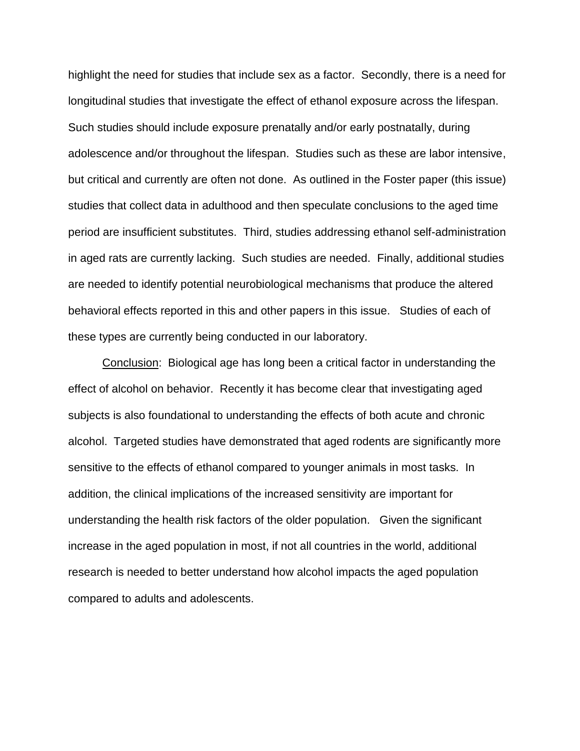highlight the need for studies that include sex as a factor. Secondly, there is a need for longitudinal studies that investigate the effect of ethanol exposure across the lifespan. Such studies should include exposure prenatally and/or early postnatally, during adolescence and/or throughout the lifespan. Studies such as these are labor intensive, but critical and currently are often not done. As outlined in the Foster paper (this issue) studies that collect data in adulthood and then speculate conclusions to the aged time period are insufficient substitutes. Third, studies addressing ethanol self-administration in aged rats are currently lacking. Such studies are needed. Finally, additional studies are needed to identify potential neurobiological mechanisms that produce the altered behavioral effects reported in this and other papers in this issue. Studies of each of these types are currently being conducted in our laboratory.

Conclusion: Biological age has long been a critical factor in understanding the effect of alcohol on behavior. Recently it has become clear that investigating aged subjects is also foundational to understanding the effects of both acute and chronic alcohol. Targeted studies have demonstrated that aged rodents are significantly more sensitive to the effects of ethanol compared to younger animals in most tasks. In addition, the clinical implications of the increased sensitivity are important for understanding the health risk factors of the older population. Given the significant increase in the aged population in most, if not all countries in the world, additional research is needed to better understand how alcohol impacts the aged population compared to adults and adolescents.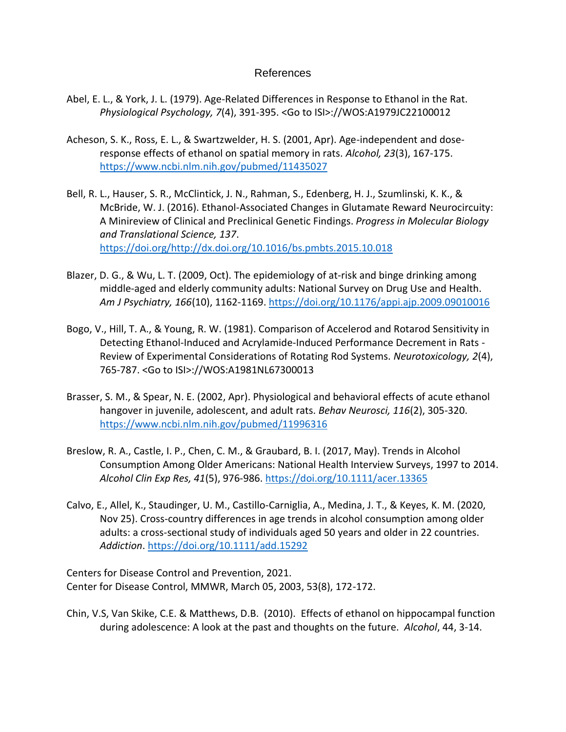# References

Abel, E. L., & York, J. L. (1979). Age-Related Differences in Response to Ethanol in the Rat. *Physiological Psychology, 7*(4), 391-395. <Go to ISI>://WOS:A1979JC22100012

Acheson, S. K., Ross, E. L., & Swartzwelder, H. S. (2001, Apr). Age-independent and dose-response effects of ethanol on spatial memory in rats. *Alcohol, 23*(3), 167-175. https://www.ncbi.nlm.nih.gov/pubmed/11435027

Bell, R. L., Hauser, S. R., McClintick, J. N., Rahman, S., Edenberg, H. J., Szumlinski, K. K., & McBride, W. J. (2016). Ethanol-Associated Changes in Glutamate Reward Neurocircuity: A Minireview of Clinical and Preclinical Genetic Findings. *Progress in Molecular Biology and Translational Science, 137*. https://doi.org/http://dx.doi.org/10.1016/bs.pmbts.2015.10.018

Blazer, D. G., & Wu, L. T. (2009, Oct). The epidemiology of at-risk and binge drinking among middle-aged and elderly community adults: National Survey on Drug Use and Health. *Am J Psychiatry, 166*(10), 1162-1169. https://doi.org/10.1176/appi.ajp.2009.09010016

Bogo, V., Hill, T. A., & Young, R. W. (1981). Comparison of Accelerod and Rotarod Sensitivity in Detecting Ethanol-Induced and Acrylamide-Induced Performance Decrement in Rats - Review of Experimental Considerations of Rotating Rod Systems. *Neurotoxicology, 2*(4), 765-787. <Go to ISI>://WOS:A1981NL67300013

Brasser, S. M., & Spear, N. E. (2002, Apr). Physiological and behavioral effects of acute ethanol hangover in juvenile, adolescent, and adult rats. *Behav Neurosci, 116*(2), 305-320. https://www.ncbi.nlm.nih.gov/pubmed/11996316

Breslow, R. A., Castle, I. P., Chen, C. M., & Graubard, B. I. (2017, May). Trends in Alcohol Consumption Among Older Americans: National Health Interview Surveys, 1997 to 2014. *Alcohol Clin Exp Res, 41*(5), 976-986. https://doi.org/10.1111/acer.13365

Calvo, E., Allel, K., Staudinger, U. M., Castillo-Carniglia, A., Medina, J. T., & Keyes, K. M. (2020, Nov 25). Cross-country differences in age trends in alcohol consumption among older adults: a cross-sectional study of individuals aged 50 years and older in 22 countries. *Addiction*. https://doi.org/10.1111/add.15292

Centers for Disease Control and Prevention, 2021.
Center for Disease Control, MMWR, March 05, 2003, 53(8), 172-172.

Chin, V.S, Van Skike, C.E. & Matthews, D.B. (2010). Effects of ethanol on hippocampal function during adolescence: A look at the past and thoughts on the future. *Alcohol*, 44, 3-14.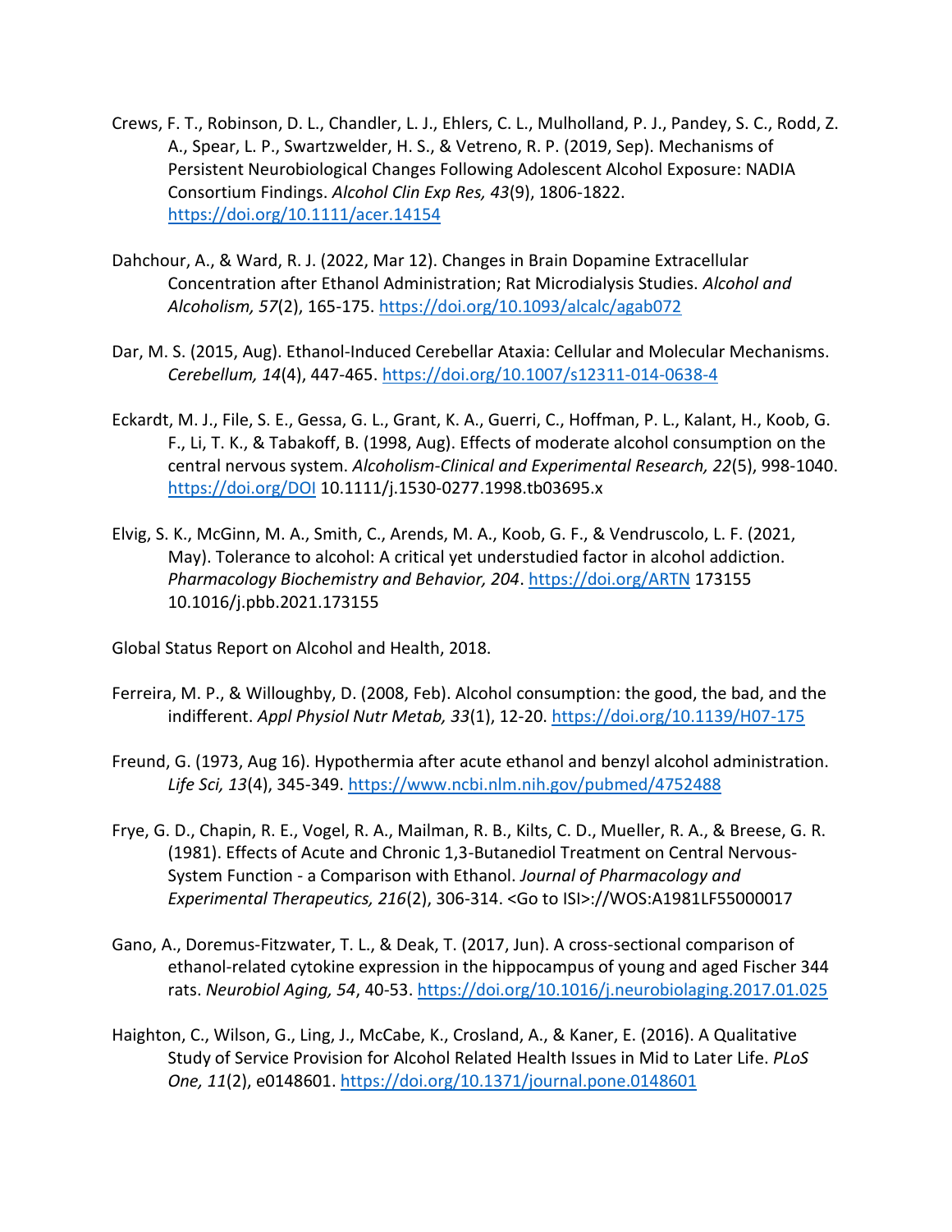Crews, F. T., Robinson, D. L., Chandler, L. J., Ehlers, C. L., Mulholland, P. J., Pandey, S. C., Rodd, Z. A., Spear, L. P., Swartzwelder, H. S., & Vetreno, R. P. (2019, Sep). Mechanisms of Persistent Neurobiological Changes Following Adolescent Alcohol Exposure: NADIA Consortium Findings. *Alcohol Clin Exp Res, 43*(9), 1806-1822. https://doi.org/10.1111/acer.14154

Dahchour, A., & Ward, R. J. (2022, Mar 12). Changes in Brain Dopamine Extracellular Concentration after Ethanol Administration; Rat Microdialysis Studies. *Alcohol and Alcoholism, 57*(2), 165-175. https://doi.org/10.1093/alcalc/agab072

Dar, M. S. (2015, Aug). Ethanol-Induced Cerebellar Ataxia: Cellular and Molecular Mechanisms. *Cerebellum, 14*(4), 447-465. https://doi.org/10.1007/s12311-014-0638-4

Eckardt, M. J., File, S. E., Gessa, G. L., Grant, K. A., Guerri, C., Hoffman, P. L., Kalant, H., Koob, G. F., Li, T. K., & Tabakoff, B. (1998, Aug). Effects of moderate alcohol consumption on the central nervous system. *Alcoholism-Clinical and Experimental Research, 22*(5), 998-1040. https://doi.org/DOI 10.1111/j.1530-0277.1998.tb03695.x

Elvig, S. K., McGinn, M. A., Smith, C., Arends, M. A., Koob, G. F., & Vendruscolo, L. F. (2021, May). Tolerance to alcohol: A critical yet understudied factor in alcohol addiction. *Pharmacology Biochemistry and Behavior, 204*. https://doi.org/ARTN 173155 10.1016/j.pbb.2021.173155

Global Status Report on Alcohol and Health, 2018.

Ferreira, M. P., & Willoughby, D. (2008, Feb). Alcohol consumption: the good, the bad, and the indifferent. *Appl Physiol Nutr Metab, 33*(1), 12-20. https://doi.org/10.1139/H07-175

Freund, G. (1973, Aug 16). Hypothermia after acute ethanol and benzyl alcohol administration. *Life Sci, 13*(4), 345-349. https://www.ncbi.nlm.nih.gov/pubmed/4752488

Frye, G. D., Chapin, R. E., Vogel, R. A., Mailman, R. B., Kilts, C. D., Mueller, R. A., & Breese, G. R. (1981). Effects of Acute and Chronic 1,3-Butanediol Treatment on Central Nervous-System Function - a Comparison with Ethanol. *Journal of Pharmacology and Experimental Therapeutics, 216*(2), 306-314. <Go to ISI>://WOS:A1981LF55000017

Gano, A., Doremus-Fitzwater, T. L., & Deak, T. (2017, Jun). A cross-sectional comparison of ethanol-related cytokine expression in the hippocampus of young and aged Fischer 344 rats. *Neurobiol Aging, 54*, 40-53. https://doi.org/10.1016/j.neurobiolaging.2017.01.025

Haighton, C., Wilson, G., Ling, J., McCabe, K., Crosland, A., & Kaner, E. (2016). A Qualitative Study of Service Provision for Alcohol Related Health Issues in Mid to Later Life. *PLoS One, 11*(2), e0148601. https://doi.org/10.1371/journal.pone.0148601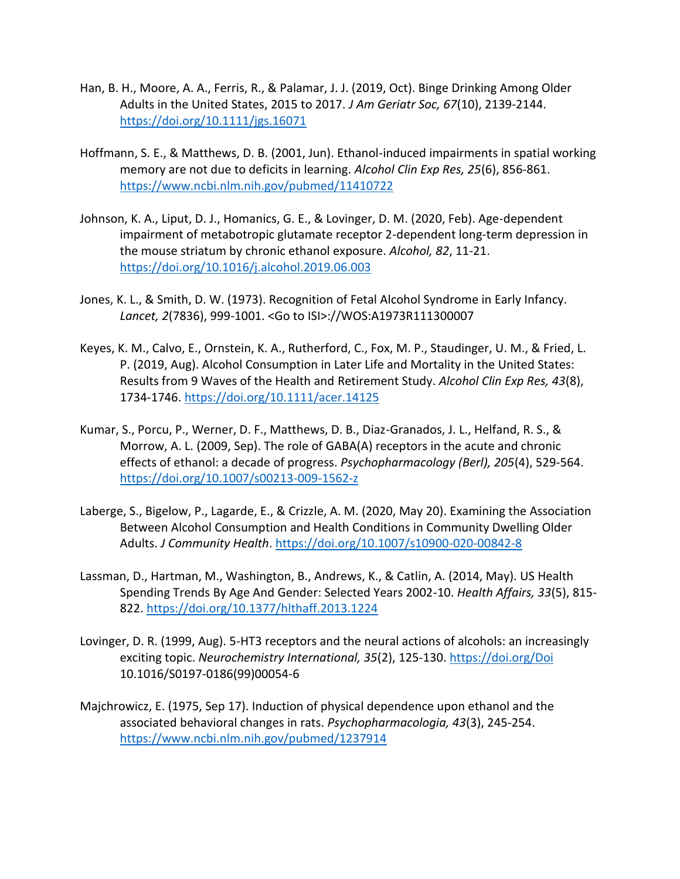Han, B. H., Moore, A. A., Ferris, R., & Palamar, J. J. (2019, Oct). Binge Drinking Among Older Adults in the United States, 2015 to 2017. *J Am Geriatr Soc, 67*(10), 2139-2144. https://doi.org/10.1111/jgs.16071

Hoffmann, S. E., & Matthews, D. B. (2001, Jun). Ethanol-induced impairments in spatial working memory are not due to deficits in learning. *Alcohol Clin Exp Res, 25*(6), 856-861. https://www.ncbi.nlm.nih.gov/pubmed/11410722

Johnson, K. A., Liput, D. J., Homanics, G. E., & Lovinger, D. M. (2020, Feb). Age-dependent impairment of metabotropic glutamate receptor 2-dependent long-term depression in the mouse striatum by chronic ethanol exposure. *Alcohol, 82*, 11-21. https://doi.org/10.1016/j.alcohol.2019.06.003

Jones, K. L., & Smith, D. W. (1973). Recognition of Fetal Alcohol Syndrome in Early Infancy. *Lancet, 2*(7836), 999-1001. <Go to ISI>://WOS:A1973R111300007

Keyes, K. M., Calvo, E., Ornstein, K. A., Rutherford, C., Fox, M. P., Staudinger, U. M., & Fried, L. P. (2019, Aug). Alcohol Consumption in Later Life and Mortality in the United States: Results from 9 Waves of the Health and Retirement Study. *Alcohol Clin Exp Res, 43*(8), 1734-1746. https://doi.org/10.1111/acer.14125

Kumar, S., Porcu, P., Werner, D. F., Matthews, D. B., Diaz-Granados, J. L., Helfand, R. S., & Morrow, A. L. (2009, Sep). The role of GABA(A) receptors in the acute and chronic effects of ethanol: a decade of progress. *Psychopharmacology (Berl), 205*(4), 529-564. https://doi.org/10.1007/s00213-009-1562-z

Laberge, S., Bigelow, P., Lagarde, E., & Crizzle, A. M. (2020, May 20). Examining the Association Between Alcohol Consumption and Health Conditions in Community Dwelling Older Adults. *J Community Health*. https://doi.org/10.1007/s10900-020-00842-8

Lassman, D., Hartman, M., Washington, B., Andrews, K., & Catlin, A. (2014, May). US Health Spending Trends By Age And Gender: Selected Years 2002-10. *Health Affairs, 33*(5), 815-822. https://doi.org/10.1377/hlthaff.2013.1224

Lovinger, D. R. (1999, Aug). 5-HT3 receptors and the neural actions of alcohols: an increasingly exciting topic. *Neurochemistry International, 35*(2), 125-130. https://doi.org/Doi 10.1016/S0197-0186(99)00054-6

Majchrowicz, E. (1975, Sep 17). Induction of physical dependence upon ethanol and the associated behavioral changes in rats. *Psychopharmacologia, 43*(3), 245-254. https://www.ncbi.nlm.nih.gov/pubmed/1237914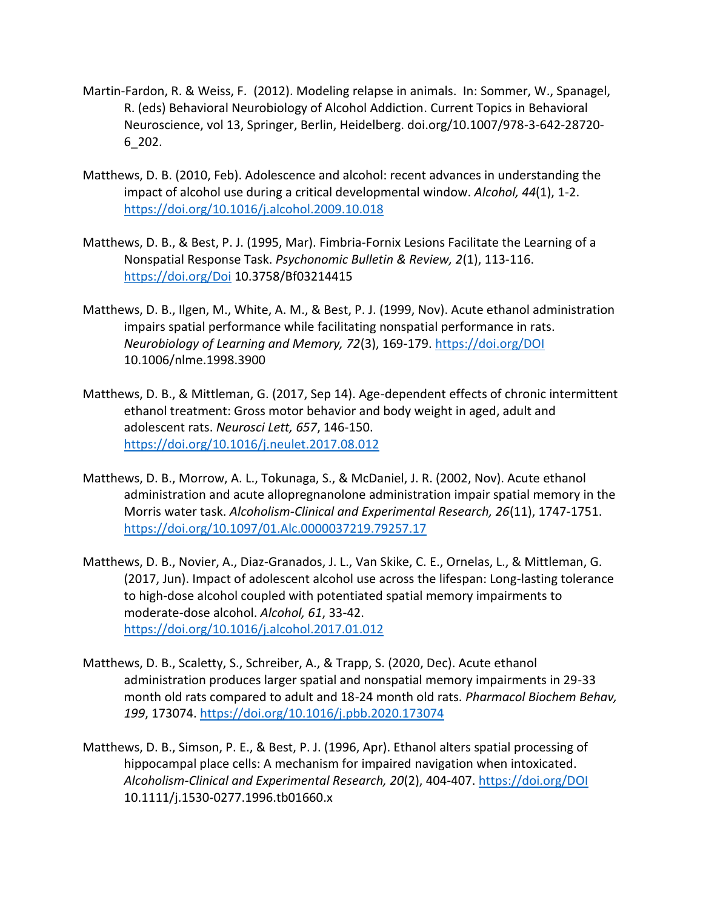Martin-Fardon, R. & Weiss, F. (2012). Modeling relapse in animals. In: Sommer, W., Spanagel, R. (eds) Behavioral Neurobiology of Alcohol Addiction. Current Topics in Behavioral Neuroscience, vol 13, Springer, Berlin, Heidelberg. doi.org/10.1007/978-3-642-28720-6_202.

Matthews, D. B. (2010, Feb). Adolescence and alcohol: recent advances in understanding the impact of alcohol use during a critical developmental window. *Alcohol, 44*(1), 1-2. https://doi.org/10.1016/j.alcohol.2009.10.018

Matthews, D. B., & Best, P. J. (1995, Mar). Fimbria-Fornix Lesions Facilitate the Learning of a Nonspatial Response Task. *Psychonomic Bulletin & Review, 2*(1), 113-116. https://doi.org/Doi 10.3758/Bf03214415

Matthews, D. B., Ilgen, M., White, A. M., & Best, P. J. (1999, Nov). Acute ethanol administration impairs spatial performance while facilitating nonspatial performance in rats. *Neurobiology of Learning and Memory, 72*(3), 169-179. https://doi.org/DOI 10.1006/nlme.1998.3900

Matthews, D. B., & Mittleman, G. (2017, Sep 14). Age-dependent effects of chronic intermittent ethanol treatment: Gross motor behavior and body weight in aged, adult and adolescent rats. *Neurosci Lett, 657*, 146-150. https://doi.org/10.1016/j.neulet.2017.08.012

Matthews, D. B., Morrow, A. L., Tokunaga, S., & McDaniel, J. R. (2002, Nov). Acute ethanol administration and acute allopregnanolone administration impair spatial memory in the Morris water task. *Alcoholism-Clinical and Experimental Research, 26*(11), 1747-1751. https://doi.org/10.1097/01.Alc.0000037219.79257.17

Matthews, D. B., Novier, A., Diaz-Granados, J. L., Van Skike, C. E., Ornelas, L., & Mittleman, G. (2017, Jun). Impact of adolescent alcohol use across the lifespan: Long-lasting tolerance to high-dose alcohol coupled with potentiated spatial memory impairments to moderate-dose alcohol. *Alcohol, 61*, 33-42. https://doi.org/10.1016/j.alcohol.2017.01.012

Matthews, D. B., Scaletty, S., Schreiber, A., & Trapp, S. (2020, Dec). Acute ethanol administration produces larger spatial and nonspatial memory impairments in 29-33 month old rats compared to adult and 18-24 month old rats. *Pharmacol Biochem Behav, 199*, 173074. https://doi.org/10.1016/j.pbb.2020.173074

Matthews, D. B., Simson, P. E., & Best, P. J. (1996, Apr). Ethanol alters spatial processing of hippocampal place cells: A mechanism for impaired navigation when intoxicated. *Alcoholism-Clinical and Experimental Research, 20*(2), 404-407. https://doi.org/DOI 10.1111/j.1530-0277.1996.tb01660.x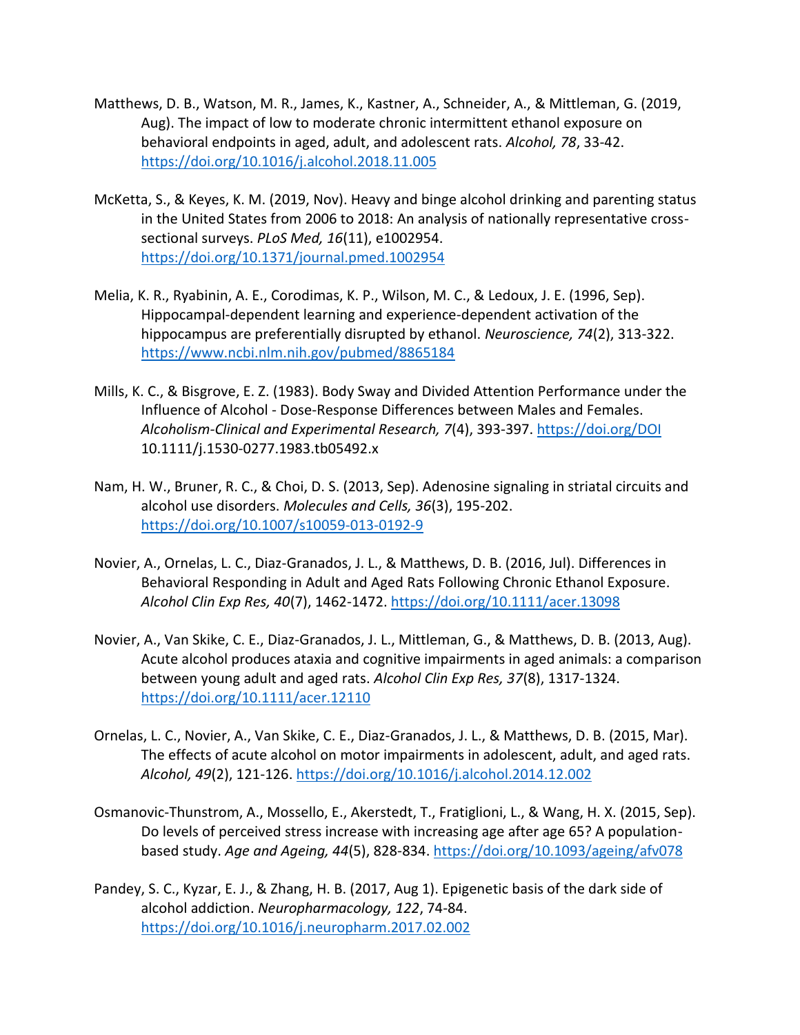Matthews, D. B., Watson, M. R., James, K., Kastner, A., Schneider, A., & Mittleman, G. (2019, Aug). The impact of low to moderate chronic intermittent ethanol exposure on behavioral endpoints in aged, adult, and adolescent rats. *Alcohol, 78*, 33-42. https://doi.org/10.1016/j.alcohol.2018.11.005

McKetta, S., & Keyes, K. M. (2019, Nov). Heavy and binge alcohol drinking and parenting status in the United States from 2006 to 2018: An analysis of nationally representative cross-sectional surveys. *PLoS Med, 16*(11), e1002954. https://doi.org/10.1371/journal.pmed.1002954

Melia, K. R., Ryabinin, A. E., Corodimas, K. P., Wilson, M. C., & Ledoux, J. E. (1996, Sep). Hippocampal-dependent learning and experience-dependent activation of the hippocampus are preferentially disrupted by ethanol. *Neuroscience, 74*(2), 313-322. https://www.ncbi.nlm.nih.gov/pubmed/8865184

Mills, K. C., & Bisgrove, E. Z. (1983). Body Sway and Divided Attention Performance under the Influence of Alcohol - Dose-Response Differences between Males and Females. *Alcoholism-Clinical and Experimental Research, 7*(4), 393-397. https://doi.org/DOI 10.1111/j.1530-0277.1983.tb05492.x

Nam, H. W., Bruner, R. C., & Choi, D. S. (2013, Sep). Adenosine signaling in striatal circuits and alcohol use disorders. *Molecules and Cells, 36*(3), 195-202. https://doi.org/10.1007/s10059-013-0192-9

Novier, A., Ornelas, L. C., Diaz-Granados, J. L., & Matthews, D. B. (2016, Jul). Differences in Behavioral Responding in Adult and Aged Rats Following Chronic Ethanol Exposure. *Alcohol Clin Exp Res, 40*(7), 1462-1472. https://doi.org/10.1111/acer.13098

Novier, A., Van Skike, C. E., Diaz-Granados, J. L., Mittleman, G., & Matthews, D. B. (2013, Aug). Acute alcohol produces ataxia and cognitive impairments in aged animals: a comparison between young adult and aged rats. *Alcohol Clin Exp Res, 37*(8), 1317-1324. https://doi.org/10.1111/acer.12110

Ornelas, L. C., Novier, A., Van Skike, C. E., Diaz-Granados, J. L., & Matthews, D. B. (2015, Mar). The effects of acute alcohol on motor impairments in adolescent, adult, and aged rats. *Alcohol, 49*(2), 121-126. https://doi.org/10.1016/j.alcohol.2014.12.002

Osmanovic-Thunstrom, A., Mossello, E., Akerstedt, T., Fratiglioni, L., & Wang, H. X. (2015, Sep). Do levels of perceived stress increase with increasing age after age 65? A population-based study. *Age and Ageing, 44*(5), 828-834. https://doi.org/10.1093/ageing/afv078

Pandey, S. C., Kyzar, E. J., & Zhang, H. B. (2017, Aug 1). Epigenetic basis of the dark side of alcohol addiction. *Neuropharmacology, 122*, 74-84. https://doi.org/10.1016/j.neuropharm.2017.02.002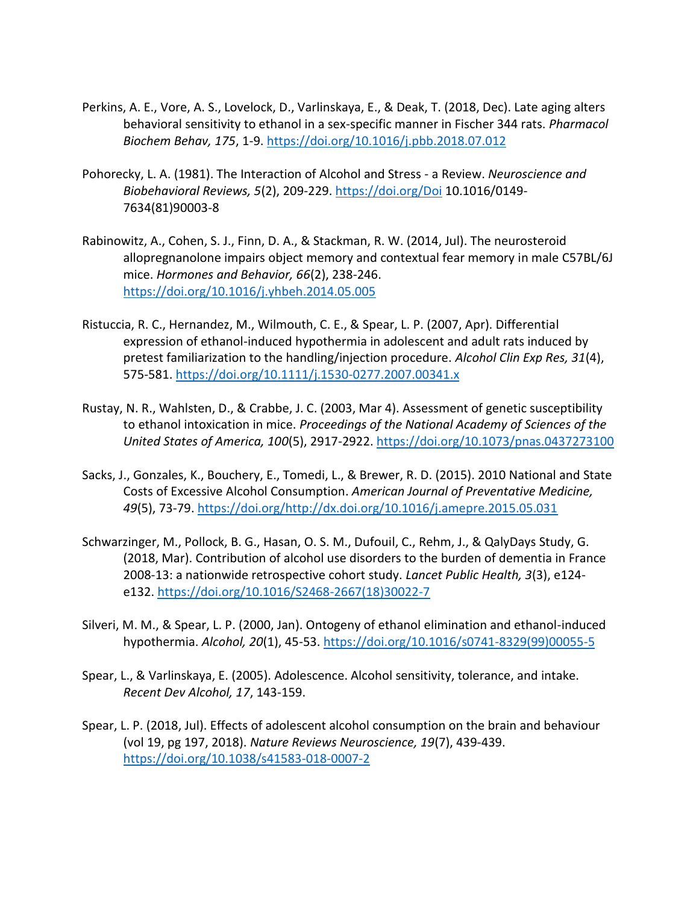Perkins, A. E., Vore, A. S., Lovelock, D., Varlinskaya, E., & Deak, T. (2018, Dec). Late aging alters behavioral sensitivity to ethanol in a sex-specific manner in Fischer 344 rats. *Pharmacol Biochem Behav, 175*, 1-9. https://doi.org/10.1016/j.pbb.2018.07.012

Pohorecky, L. A. (1981). The Interaction of Alcohol and Stress - a Review. *Neuroscience and Biobehavioral Reviews, 5*(2), 209-229. https://doi.org/Doi 10.1016/0149-7634(81)90003-8

Rabinowitz, A., Cohen, S. J., Finn, D. A., & Stackman, R. W. (2014, Jul). The neurosteroid allopregnanolone impairs object memory and contextual fear memory in male C57BL/6J mice. *Hormones and Behavior, 66*(2), 238-246. https://doi.org/10.1016/j.yhbeh.2014.05.005

Ristuccia, R. C., Hernandez, M., Wilmouth, C. E., & Spear, L. P. (2007, Apr). Differential expression of ethanol-induced hypothermia in adolescent and adult rats induced by pretest familiarization to the handling/injection procedure. *Alcohol Clin Exp Res, 31*(4), 575-581. https://doi.org/10.1111/j.1530-0277.2007.00341.x

Rustay, N. R., Wahlsten, D., & Crabbe, J. C. (2003, Mar 4). Assessment of genetic susceptibility to ethanol intoxication in mice. *Proceedings of the National Academy of Sciences of the United States of America, 100*(5), 2917-2922. https://doi.org/10.1073/pnas.0437273100

Sacks, J., Gonzales, K., Bouchery, E., Tomedi, L., & Brewer, R. D. (2015). 2010 National and State Costs of Excessive Alcohol Consumption. *American Journal of Preventative Medicine, 49*(5), 73-79. https://doi.org/http://dx.doi.org/10.1016/j.amepre.2015.05.031

Schwarzinger, M., Pollock, B. G., Hasan, O. S. M., Dufouil, C., Rehm, J., & QalyDays Study, G. (2018, Mar). Contribution of alcohol use disorders to the burden of dementia in France 2008-13: a nationwide retrospective cohort study. *Lancet Public Health, 3*(3), e124-e132. https://doi.org/10.1016/S2468-2667(18)30022-7

Silveri, M. M., & Spear, L. P. (2000, Jan). Ontogeny of ethanol elimination and ethanol-induced hypothermia. *Alcohol, 20*(1), 45-53. https://doi.org/10.1016/s0741-8329(99)00055-5

Spear, L., & Varlinskaya, E. (2005). Adolescence. Alcohol sensitivity, tolerance, and intake. *Recent Dev Alcohol, 17*, 143-159.

Spear, L. P. (2018, Jul). Effects of adolescent alcohol consumption on the brain and behaviour (vol 19, pg 197, 2018). *Nature Reviews Neuroscience, 19*(7), 439-439. https://doi.org/10.1038/s41583-018-0007-2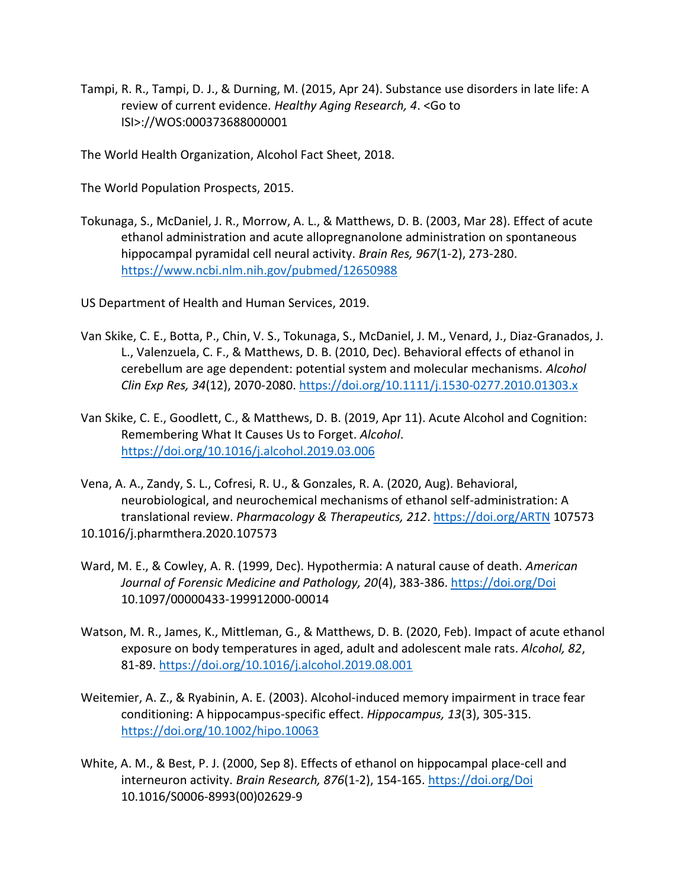Tampi, R. R., Tampi, D. J., & Durning, M. (2015, Apr 24). Substance use disorders in late life: A review of current evidence. *Healthy Aging Research, 4*. <Go to ISI>://WOS:000373688000001

The World Health Organization, Alcohol Fact Sheet, 2018.

The World Population Prospects, 2015.

Tokunaga, S., McDaniel, J. R., Morrow, A. L., & Matthews, D. B. (2003, Mar 28). Effect of acute ethanol administration and acute allopregnanolone administration on spontaneous hippocampal pyramidal cell neural activity. *Brain Res, 967*(1-2), 273-280. https://www.ncbi.nlm.nih.gov/pubmed/12650988

US Department of Health and Human Services, 2019.

Van Skike, C. E., Botta, P., Chin, V. S., Tokunaga, S., McDaniel, J. M., Venard, J., Diaz-Granados, J. L., Valenzuela, C. F., & Matthews, D. B. (2010, Dec). Behavioral effects of ethanol in cerebellum are age dependent: potential system and molecular mechanisms. *Alcohol Clin Exp Res, 34*(12), 2070-2080. https://doi.org/10.1111/j.1530-0277.2010.01303.x

Van Skike, C. E., Goodlett, C., & Matthews, D. B. (2019, Apr 11). Acute Alcohol and Cognition: Remembering What It Causes Us to Forget. *Alcohol*. https://doi.org/10.1016/j.alcohol.2019.03.006

Vena, A. A., Zandy, S. L., Cofresi, R. U., & Gonzales, R. A. (2020, Aug). Behavioral, neurobiological, and neurochemical mechanisms of ethanol self-administration: A translational review. *Pharmacology & Therapeutics, 212*. https://doi.org/ARTN 107573 10.1016/j.pharmthera.2020.107573

Ward, M. E., & Cowley, A. R. (1999, Dec). Hypothermia: A natural cause of death. *American Journal of Forensic Medicine and Pathology, 20*(4), 383-386. https://doi.org/Doi 10.1097/00000433-199912000-00014

Watson, M. R., James, K., Mittleman, G., & Matthews, D. B. (2020, Feb). Impact of acute ethanol exposure on body temperatures in aged, adult and adolescent male rats. *Alcohol, 82*, 81-89. https://doi.org/10.1016/j.alcohol.2019.08.001

Weitemier, A. Z., & Ryabinin, A. E. (2003). Alcohol-induced memory impairment in trace fear conditioning: A hippocampus-specific effect. *Hippocampus, 13*(3), 305-315. https://doi.org/10.1002/hipo.10063

White, A. M., & Best, P. J. (2000, Sep 8). Effects of ethanol on hippocampal place-cell and interneuron activity. *Brain Research, 876*(1-2), 154-165. https://doi.org/Doi 10.1016/S0006-8993(00)02629-9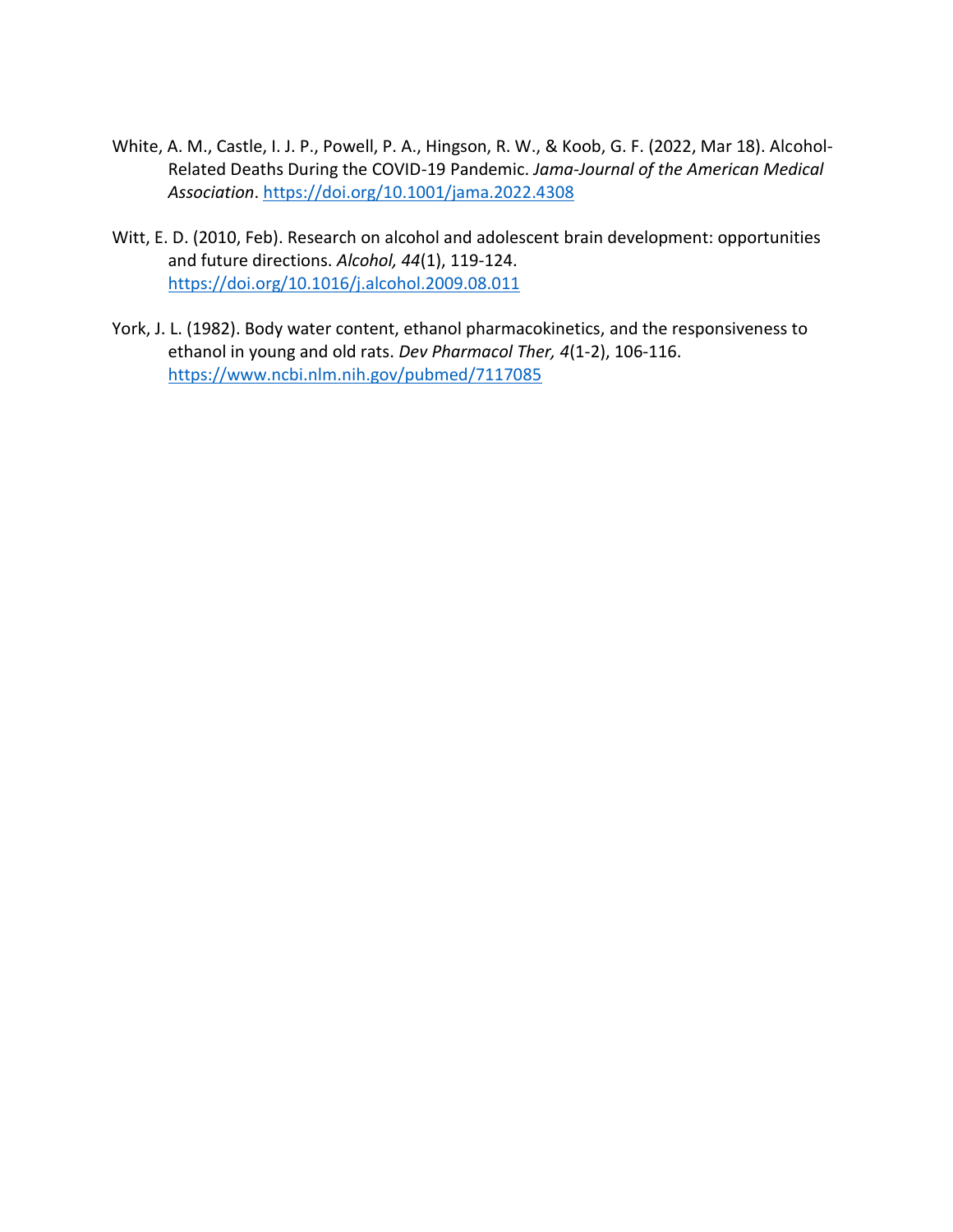White, A. M., Castle, I. J. P., Powell, P. A., Hingson, R. W., & Koob, G. F. (2022, Mar 18). Alcohol-Related Deaths During the COVID-19 Pandemic. *Jama-Journal of the American Medical Association*. https://doi.org/10.1001/jama.2022.4308

Witt, E. D. (2010, Feb). Research on alcohol and adolescent brain development: opportunities and future directions. *Alcohol, 44*(1), 119-124. https://doi.org/10.1016/j.alcohol.2009.08.011

York, J. L. (1982). Body water content, ethanol pharmacokinetics, and the responsiveness to ethanol in young and old rats. *Dev Pharmacol Ther, 4*(1-2), 106-116. https://www.ncbi.nlm.nih.gov/pubmed/7117085